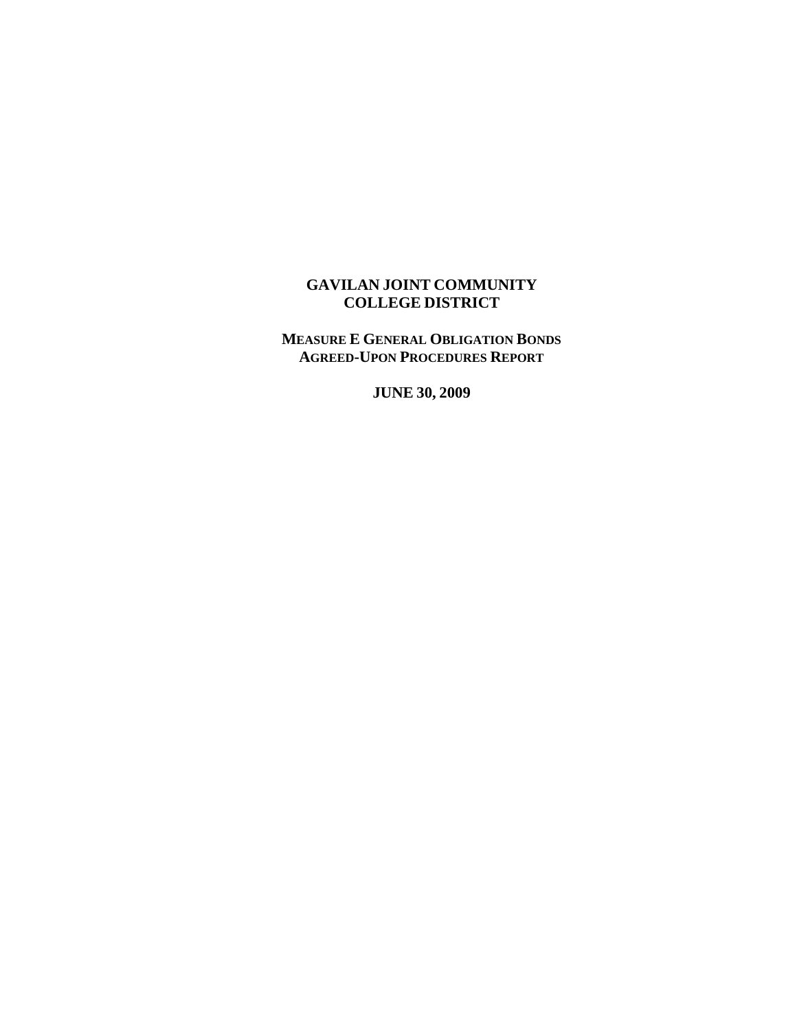# GAVILAN JOINT COMMUNITY COLLEGE DISTRICT

## MEASURE E GENERAL OBLIGATION BONDS AGREED-UPON PROCEDURES REPORT

**JUNE 30, 2009**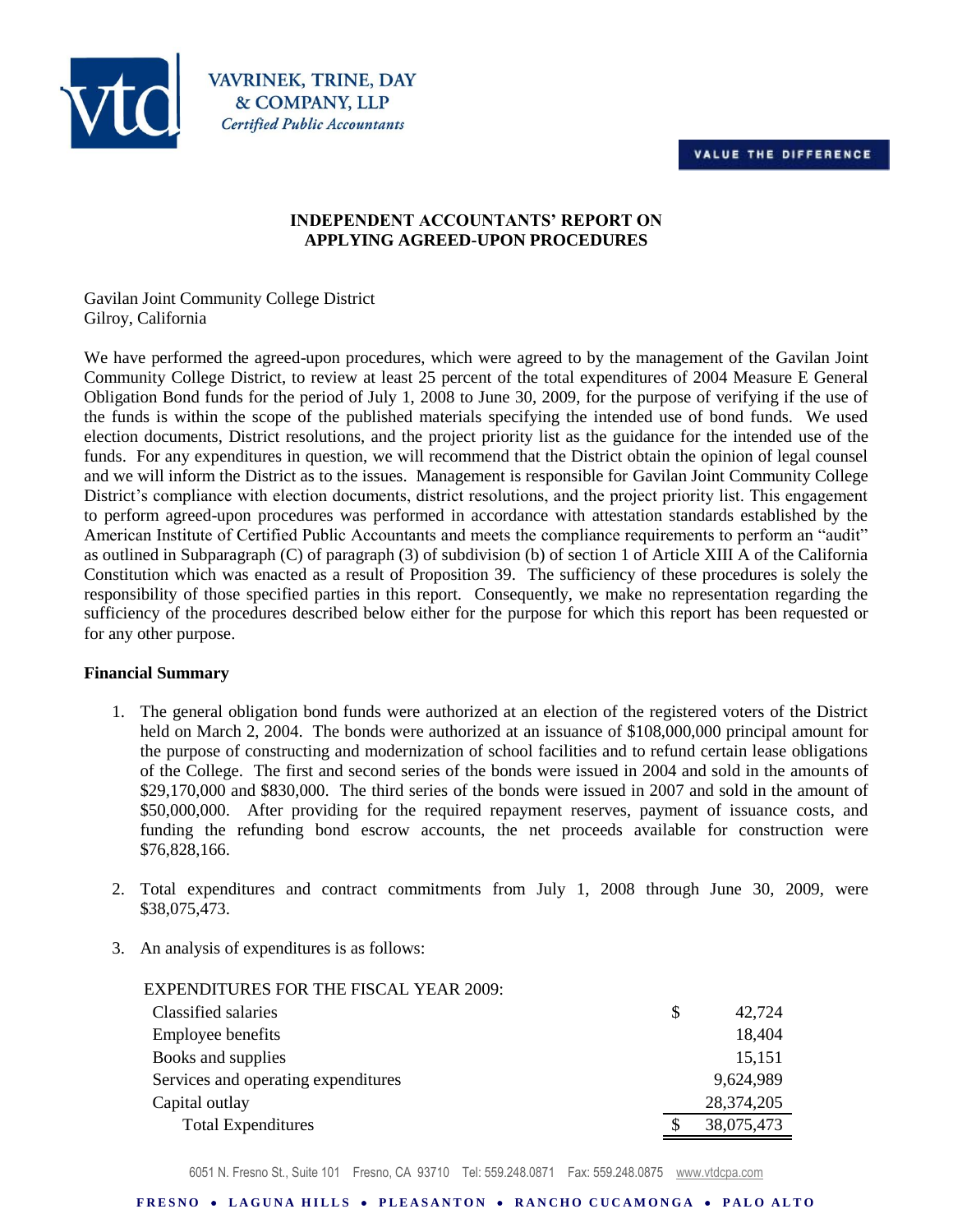**INDEPENDENT ACCOUNTANTS' REPORT ON APPLYING AGREED-UPON PROCEDURES**

Gavilan Joint Community College District
Gilroy, California

We have performed the agreed-upon procedures, which were agreed to by the management of the Gavilan Joint Community College District, to review at least 25 percent of the total expenditures of 2004 Measure E General Obligation Bond funds for the period of July 1, 2008 to June 30, 2009, for the purpose of verifying if the use of the funds is within the scope of the published materials specifying the intended use of bond funds. We used election documents, District resolutions, and the project priority list as the guidance for the intended use of the funds. For any expenditures in question, we will recommend that the District obtain the opinion of legal counsel and we will inform the District as to the issues. Management is responsible for Gavilan Joint Community College District's compliance with election documents, district resolutions, and the project priority list. This engagement to perform agreed-upon procedures was performed in accordance with attestation standards established by the American Institute of Certified Public Accountants and meets the compliance requirements to perform an "audit" as outlined in Subparagraph (C) of paragraph (3) of subdivision (b) of section 1 of Article XIII A of the California Constitution which was enacted as a result of Proposition 39. The sufficiency of these procedures is solely the responsibility of those specified parties in this report. Consequently, we make no representation regarding the sufficiency of the procedures described below either for the purpose for which this report has been requested or for any other purpose.

**Financial Summary**

1. The general obligation bond funds were authorized at an election of the registered voters of the District held on March 2, 2004. The bonds were authorized at an issuance of $108,000,000 principal amount for the purpose of constructing and modernization of school facilities and to refund certain lease obligations of the College. The first and second series of the bonds were issued in 2004 and sold in the amounts of $29,170,000 and $830,000. The third series of the bonds were issued in 2007 and sold in the amount of $50,000,000. After providing for the required repayment reserves, payment of issuance costs, and funding the refunding bond escrow accounts, the net proceeds available for construction were $76,828,166.

2. Total expenditures and contract commitments from July 1, 2008 through June 30, 2009, were $38,075,473.

3. An analysis of expenditures is as follows:

| EXPENDITURES FOR THE FISCAL YEAR 2009: | |
|---|---|
| Classified salaries | $ 42,724 |
| Employee benefits | 18,404 |
| Books and supplies | 15,151 |
| Services and operating expenditures | 9,624,989 |
| Capital outlay | 28,374,205 |
| Total Expenditures | $ 38,075,473 |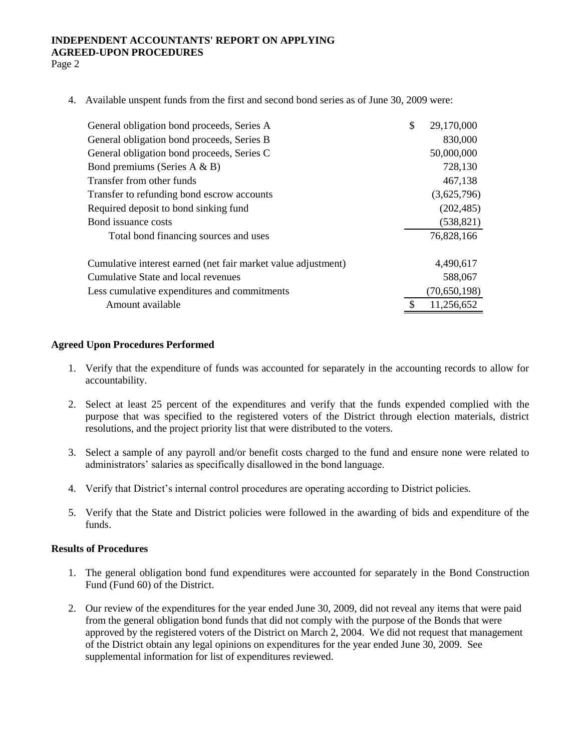4. Available unspent funds from the first and second bond series as of June 30, 2009 were:

| | |
|---|---|
| General obligation bond proceeds, Series A | $ 29,170,000 |
| General obligation bond proceeds, Series B | 830,000 |
| General obligation bond proceeds, Series C | 50,000,000 |
| Bond premiums (Series A & B) | 728,130 |
| Transfer from other funds | 467,138 |
| Transfer to refunding bond escrow accounts | (3,625,796) |
| Required deposit to bond sinking fund | (202,485) |
| Bond issuance costs | (538,821) |
| Total bond financing sources and uses | 76,828,166 |
| | |
| Cumulative interest earned (net fair market value adjustment) | 4,490,617 |
| Cumulative State and local revenues | 588,067 |
| Less cumulative expenditures and commitments | (70,650,198) |
| Amount available | $ 11,256,652 |

**Agreed Upon Procedures Performed**

1. Verify that the expenditure of funds was accounted for separately in the accounting records to allow for accountability.
2. Select at least 25 percent of the expenditures and verify that the funds expended complied with the purpose that was specified to the registered voters of the District through election materials, district resolutions, and the project priority list that were distributed to the voters.
3. Select a sample of any payroll and/or benefit costs charged to the fund and ensure none were related to administrators' salaries as specifically disallowed in the bond language.
4. Verify that District's internal control procedures are operating according to District policies.
5. Verify that the State and District policies were followed in the awarding of bids and expenditure of the funds.

**Results of Procedures**

1. The general obligation bond fund expenditures were accounted for separately in the Bond Construction Fund (Fund 60) of the District.
2. Our review of the expenditures for the year ended June 30, 2009, did not reveal any items that were paid from the general obligation bond funds that did not comply with the purpose of the Bonds that were approved by the registered voters of the District on March 2, 2004. We did not request that management of the District obtain any legal opinions on expenditures for the year ended June 30, 2009. See supplemental information for list of expenditures reviewed.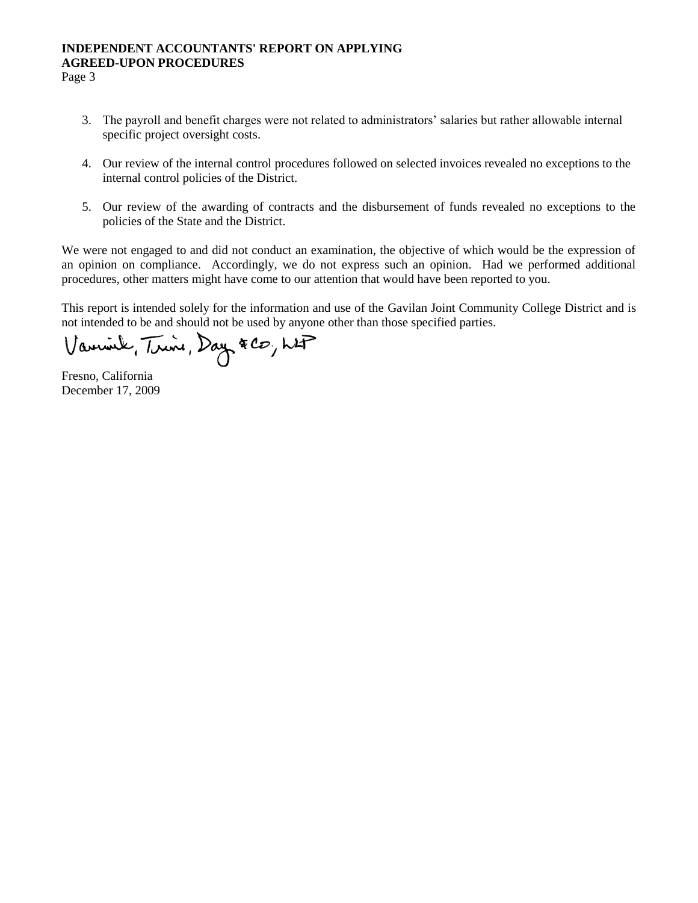3. The payroll and benefit charges were not related to administrators' salaries but rather allowable internal specific project oversight costs.

4. Our review of the internal control procedures followed on selected invoices revealed no exceptions to the internal control policies of the District.

5. Our review of the awarding of contracts and the disbursement of funds revealed no exceptions to the policies of the State and the District.

We were not engaged to and did not conduct an examination, the objective of which would be the expression of an opinion on compliance. Accordingly, we do not express such an opinion. Had we performed additional procedures, other matters might have come to our attention that would have been reported to you.

This report is intended solely for the information and use of the Gavilan Joint Community College District and is not intended to be and should not be used by anyone other than those specified parties.

Vavrinek, Trine, Day & Co., LLP

Fresno, California
December 17, 2009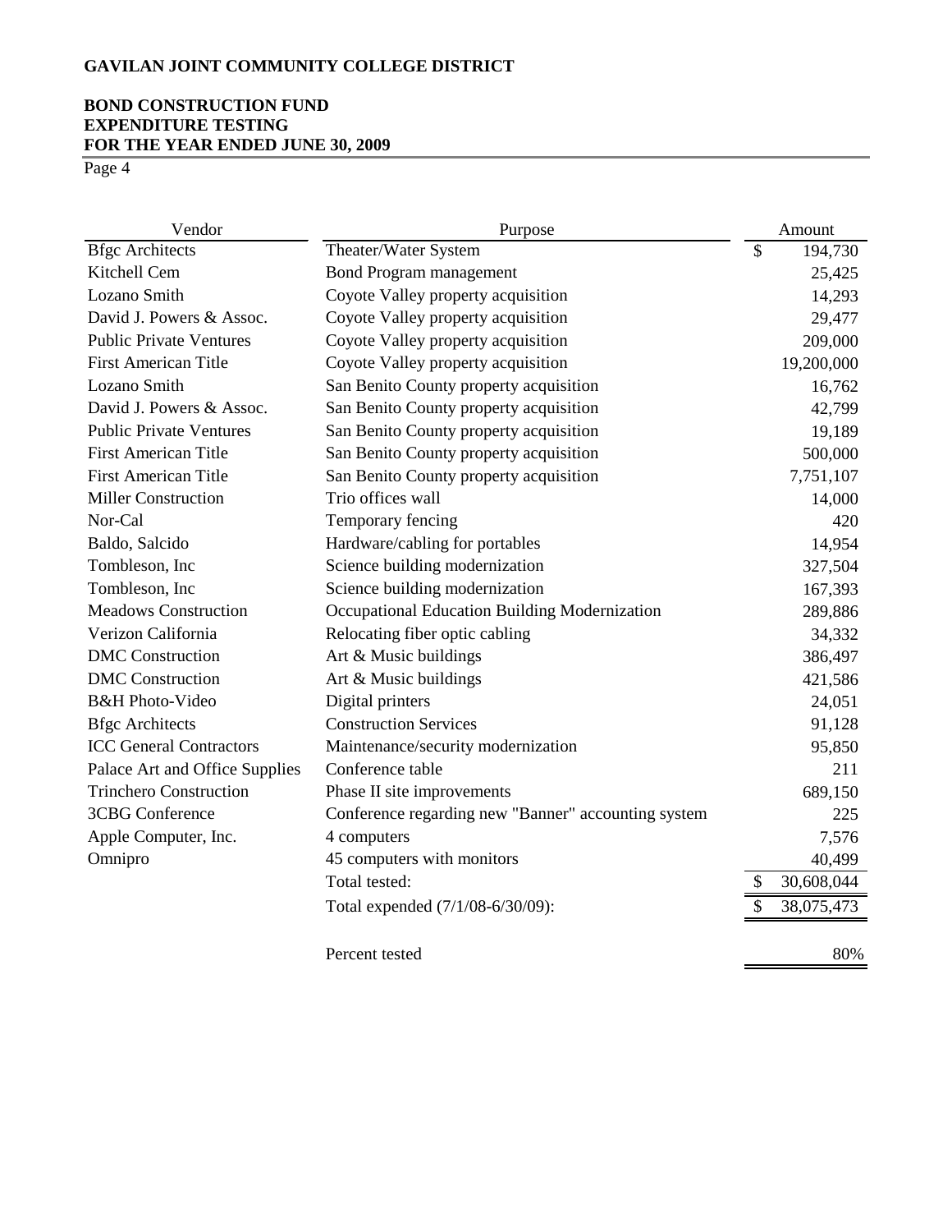**GAVILAN JOINT COMMUNITY COLLEGE DISTRICT**

**BOND CONSTRUCTION FUND**
**EXPENDITURE TESTING**
**FOR THE YEAR ENDED JUNE 30, 2009**

Page 4

| Vendor | Purpose | Amount |
|---|---|---|
| Bfgc Architects | Theater/Water System | $ 194,730 |
| Kitchell Cem | Bond Program management | 25,425 |
| Lozano Smith | Coyote Valley property acquisition | 14,293 |
| David J. Powers & Assoc. | Coyote Valley property acquisition | 29,477 |
| Public Private Ventures | Coyote Valley property acquisition | 209,000 |
| First American Title | Coyote Valley property acquisition | 19,200,000 |
| Lozano Smith | San Benito County property acquisition | 16,762 |
| David J. Powers & Assoc. | San Benito County property acquisition | 42,799 |
| Public Private Ventures | San Benito County property acquisition | 19,189 |
| First American Title | San Benito County property acquisition | 500,000 |
| First American Title | San Benito County property acquisition | 7,751,107 |
| Miller Construction | Trio offices wall | 14,000 |
| Nor-Cal | Temporary fencing | 420 |
| Baldo, Salcido | Hardware/cabling for portables | 14,954 |
| Tombleson, Inc | Science building modernization | 327,504 |
| Tombleson, Inc | Science building modernization | 167,393 |
| Meadows Construction | Occupational Education Building Modernization | 289,886 |
| Verizon California | Relocating fiber optic cabling | 34,332 |
| DMC Construction | Art & Music buildings | 386,497 |
| DMC Construction | Art & Music buildings | 421,586 |
| B&H Photo-Video | Digital printers | 24,051 |
| Bfgc Architects | Construction Services | 91,128 |
| ICC General Contractors | Maintenance/security modernization | 95,850 |
| Palace Art and Office Supplies | Conference table | 211 |
| Trinchero Construction | Phase II site improvements | 689,150 |
| 3CBG Conference | Conference regarding new "Banner" accounting system | 225 |
| Apple Computer, Inc. | 4 computers | 7,576 |
| Omnipro | 45 computers with monitors | 40,499 |
| | Total tested: | $ 30,608,044 |
| | Total expended (7/1/08-6/30/09): | $ 38,075,473 |
| | Percent tested | 80% |